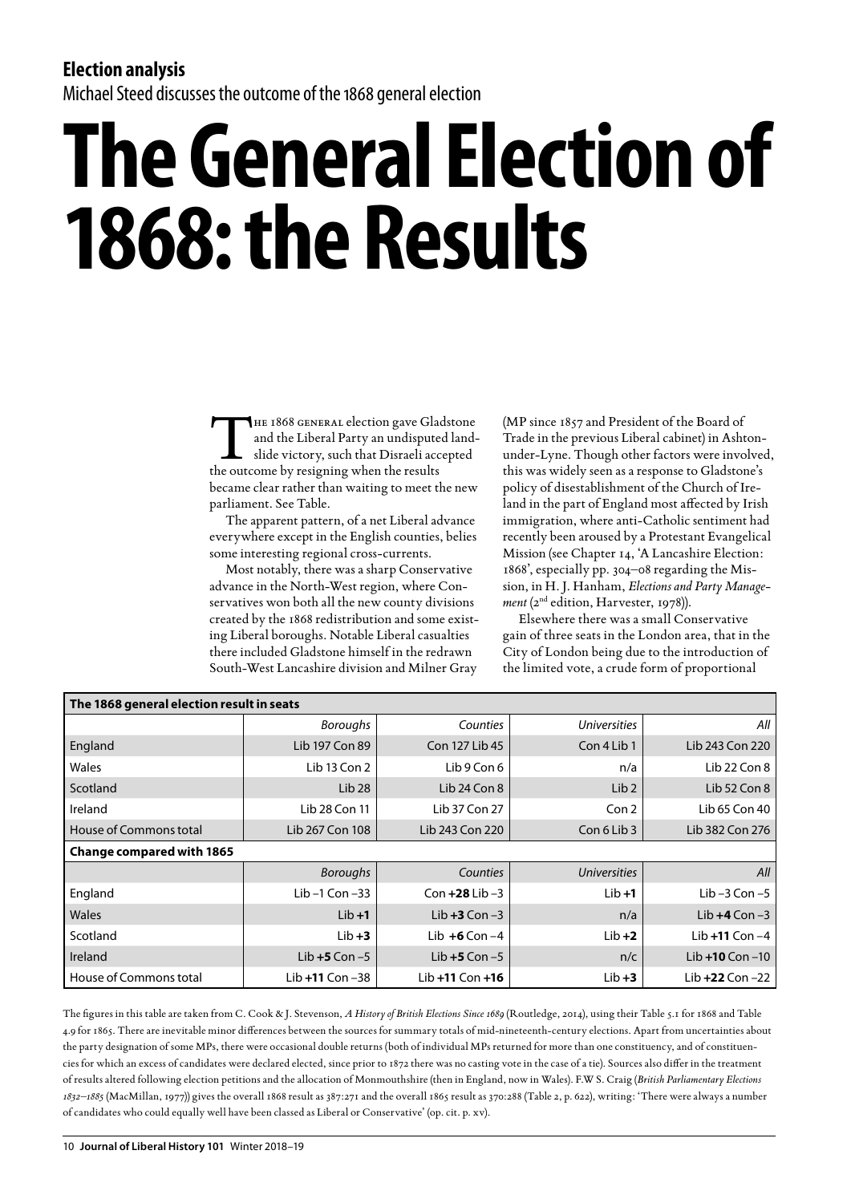**Election analysis**

Michael Steed discusses the outcome of the 1868 general election

# The General Election of 1868: the Results

The 1868 general election gave Gladstone and the Liberal Party an undisputed landslide victory, such that Disraeli accepted the outcome by resigning when the results became clear rather than waiting to meet the new parliament. See Table.

The apparent pattern, of a net Liberal advance everywhere except in the English counties, belies some interesting regional cross-currents.

Most notably, there was a sharp Conservative advance in the North-West region, where Conservatives won both all the new county divisions created by the 1868 redistribution and some existing Liberal boroughs. Notable Liberal casualties there included Gladstone himself in the redrawn South-West Lancashire division and Milner Gray (MP since 1857 and President of the Board of Trade in the previous Liberal cabinet) in Ashton-under-Lyne. Though other factors were involved, this was widely seen as a response to Gladstone's policy of disestablishment of the Church of Ireland in the part of England most affected by Irish immigration, where anti-Catholic sentiment had recently been aroused by a Protestant Evangelical Mission (see Chapter 14, 'A Lancashire Election: 1868', especially pp. 304–08 regarding the Mission, in H. J. Hanham, *Elections and Party Management* (2nd edition, Harvester, 1978)).

Elsewhere there was a small Conservative gain of three seats in the London area, that in the City of London being due to the introduction of the limited vote, a crude form of proportional

| **The 1868 general election result in seats** | | | | |
|---|---|---|---|---|
| | *Boroughs* | *Counties* | *Universities* | *All* |
| England | Lib 197 Con 89 | Con 127 Lib 45 | Con 4 Lib 1 | Lib 243 Con 220 |
| Wales | Lib 13 Con 2 | Lib 9 Con 6 | n/a | Lib 22 Con 8 |
| Scotland | Lib 28 | Lib 24 Con 8 | Lib 2 | Lib 52 Con 8 |
| Ireland | Lib 28 Con 11 | Lib 37 Con 27 | Con 2 | Lib 65 Con 40 |
| House of Commons total | Lib 267 Con 108 | Lib 243 Con 220 | Con 6 Lib 3 | Lib 382 Con 276 |
| **Change compared with 1865** | | | | |
| | *Boroughs* | *Counties* | *Universities* | *All* |
| England | Lib –1 Con –33 | Con **+28** Lib –3 | Lib **+1** | Lib –3 Con –5 |
| Wales | Lib **+1** | Lib **+3** Con –3 | n/a | Lib **+4** Con –3 |
| Scotland | Lib **+3** | Lib **+6** Con –4 | Lib **+2** | Lib **+11** Con –4 |
| Ireland | Lib **+5** Con –5 | Lib **+5** Con –5 | n/c | Lib **+10** Con –10 |
| House of Commons total | Lib **+11** Con –38 | Lib **+11** Con **+16** | Lib **+3** | Lib **+22** Con –22 |

The figures in this table are taken from C. Cook & J. Stevenson, *A History of British Elections Since 1689* (Routledge, 2014), using their Table 5.1 for 1868 and Table 4.9 for 1865. There are inevitable minor differences between the sources for summary totals of mid-nineteenth-century elections. Apart from uncertainties about the party designation of some MPs, there were occasional double returns (both of individual MPs returned for more than one constituency, and of constituencies for which an excess of candidates were declared elected, since prior to 1872 there was no casting vote in the case of a tie). Sources also differ in the treatment of results altered following election petitions and the allocation of Monmouthshire (then in England, now in Wales). F.W S. Craig (*British Parliamentary Elections 1832–1885* (MacMillan, 1977)) gives the overall 1868 result as 387:271 and the overall 1865 result as 370:288 (Table 2, p. 622), writing: 'There were always a number of candidates who could equally well have been classed as Liberal or Conservative' (op. cit. p. xv).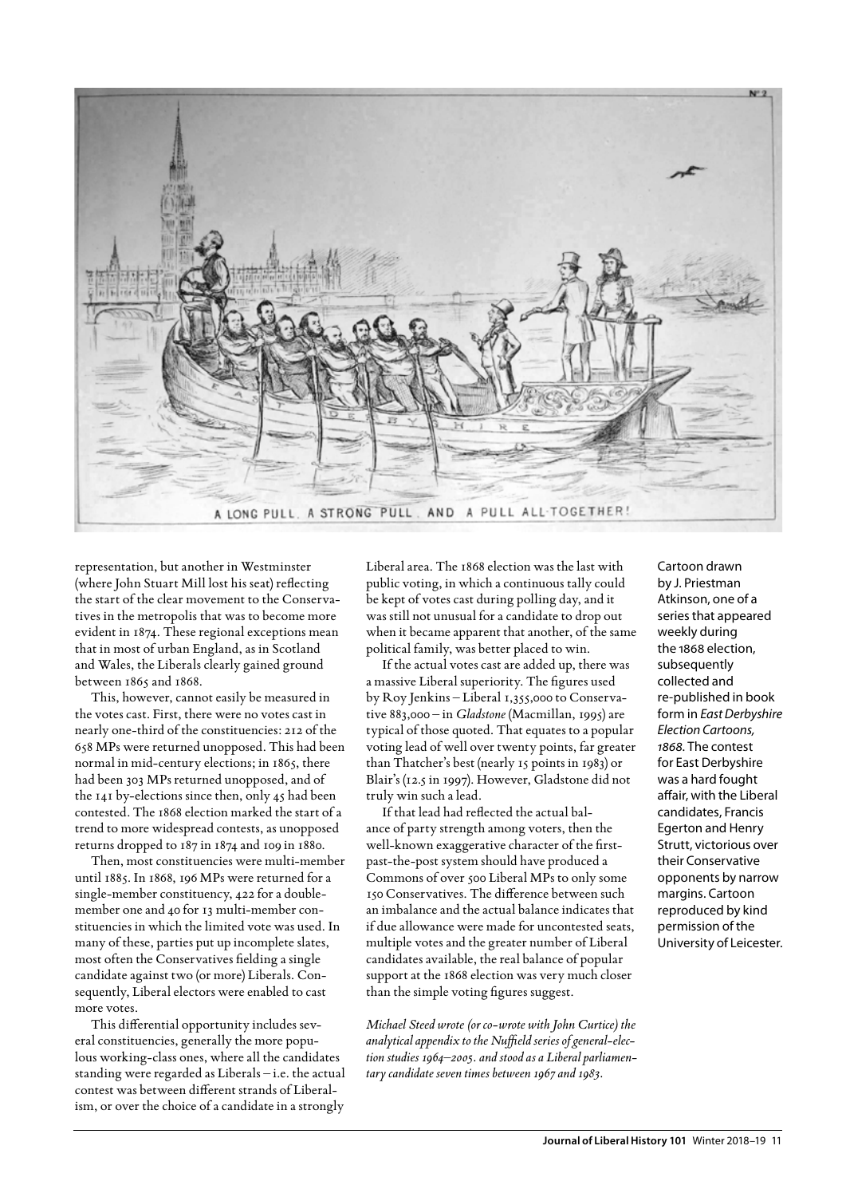A LONG PULL. A STRONG PULL. AND A PULL ALL-TOGETHER!

representation, but another in Westminster (where John Stuart Mill lost his seat) reflecting the start of the clear movement to the Conservatives in the metropolis that was to become more evident in 1874. These regional exceptions mean that in most of urban England, as in Scotland and Wales, the Liberals clearly gained ground between 1865 and 1868.

This, however, cannot easily be measured in the votes cast. First, there were no votes cast in nearly one-third of the constituencies: 212 of the 658 MPs were returned unopposed. This had been normal in mid-century elections; in 1865, there had been 303 MPs returned unopposed, and of the 141 by-elections since then, only 45 had been contested. The 1868 election marked the start of a trend to more widespread contests, as unopposed returns dropped to 187 in 1874 and 109 in 1880.

Then, most constituencies were multi-member until 1885. In 1868, 196 MPs were returned for a single-member constituency, 422 for a double-member one and 40 for 13 multi-member constituencies in which the limited vote was used. In many of these, parties put up incomplete slates, most often the Conservatives fielding a single candidate against two (or more) Liberals. Consequently, Liberal electors were enabled to cast more votes.

This differential opportunity includes several constituencies, generally the more populous working-class ones, where all the candidates standing were regarded as Liberals – i.e. the actual contest was between different strands of Liberalism, or over the choice of a candidate in a strongly Liberal area. The 1868 election was the last with public voting, in which a continuous tally could be kept of votes cast during polling day, and it was still not unusual for a candidate to drop out when it became apparent that another, of the same political family, was better placed to win.

If the actual votes cast are added up, there was a massive Liberal superiority. The figures used by Roy Jenkins – Liberal 1,355,000 to Conservative 883,000 – in *Gladstone* (Macmillan, 1995) are typical of those quoted. That equates to a popular voting lead of well over twenty points, far greater than Thatcher's best (nearly 15 points in 1983) or Blair's (12.5 in 1997). However, Gladstone did not truly win such a lead.

If that lead had reflected the actual balance of party strength among voters, then the well-known exaggerative character of the first-past-the-post system should have produced a Commons of over 500 Liberal MPs to only some 150 Conservatives. The difference between such an imbalance and the actual balance indicates that if due allowance were made for uncontested seats, multiple votes and the greater number of Liberal candidates available, the real balance of popular support at the 1868 election was very much closer than the simple voting figures suggest.

*Michael Steed wrote (or co-wrote with John Curtice) the analytical appendix to the Nuffield series of general-election studies 1964–2005. and stood as a Liberal parliamentary candidate seven times between 1967 and 1983.*

Cartoon drawn by J. Priestman Atkinson, one of a series that appeared weekly during the 1868 election, subsequently collected and re-published in book form in *East Derbyshire Election Cartoons, 1868*. The contest for East Derbyshire was a hard fought affair, with the Liberal candidates, Francis Egerton and Henry Strutt, victorious over their Conservative opponents by narrow margins. Cartoon reproduced by kind permission of the University of Leicester.